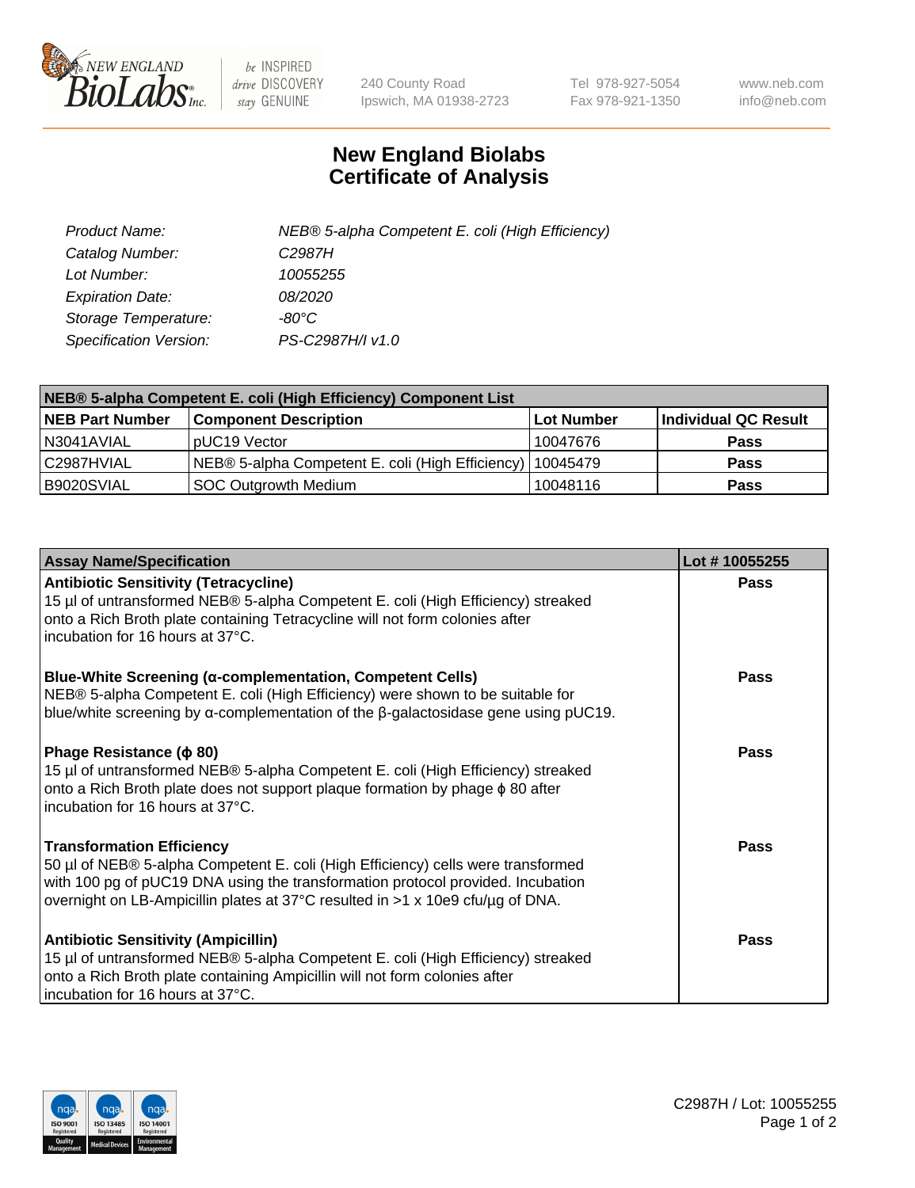New England BioLabs Inc. — be INSPIRED drive DISCOVERY stay GENUINE

240 County Road
Ipswich, MA 01938-2723

Tel 978-927-5054
Fax 978-921-1350

www.neb.com
info@neb.com

# New England Biolabs
# Certificate of Analysis

| | |
|---|---|
| *Product Name:* | *NEB® 5-alpha Competent E. coli (High Efficiency)* |
| *Catalog Number:* | *C2987H* |
| *Lot Number:* | *10055255* |
| *Expiration Date:* | *08/2020* |
| *Storage Temperature:* | *-80°C* |
| *Specification Version:* | *PS-C2987H/I v1.0* |

| **NEB® 5-alpha Competent E. coli (High Efficiency) Component List** | | | |
|---|---|---|---|
| **NEB Part Number** | **Component Description** | **Lot Number** | **Individual QC Result** |
| N3041AVIAL | pUC19 Vector | 10047676 | **Pass** |
| C2987HVIAL | NEB® 5-alpha Competent E. coli (High Efficiency) | 10045479 | **Pass** |
| B9020SVIAL | SOC Outgrowth Medium | 10048116 | **Pass** |

| **Assay Name/Specification** | **Lot # 10055255** |
|---|---|
| **Antibiotic Sensitivity (Tetracycline)**<br>15 µl of untransformed NEB® 5-alpha Competent E. coli (High Efficiency) streaked onto a Rich Broth plate containing Tetracycline will not form colonies after incubation for 16 hours at 37°C. | **Pass** |
| **Blue-White Screening (α-complementation, Competent Cells)**<br>NEB® 5-alpha Competent E. coli (High Efficiency) were shown to be suitable for blue/white screening by α-complementation of the β-galactosidase gene using pUC19. | **Pass** |
| **Phage Resistance (ϕ 80)**<br>15 µl of untransformed NEB® 5-alpha Competent E. coli (High Efficiency) streaked onto a Rich Broth plate does not support plaque formation by phage ϕ 80 after incubation for 16 hours at 37°C. | **Pass** |
| **Transformation Efficiency**<br>50 µl of NEB® 5-alpha Competent E. coli (High Efficiency) cells were transformed with 100 pg of pUC19 DNA using the transformation protocol provided. Incubation overnight on LB-Ampicillin plates at 37°C resulted in >1 x 10e9 cfu/µg of DNA. | **Pass** |
| **Antibiotic Sensitivity (Ampicillin)**<br>15 µl of untransformed NEB® 5-alpha Competent E. coli (High Efficiency) streaked onto a Rich Broth plate containing Ampicillin will not form colonies after incubation for 16 hours at 37°C. | **Pass** |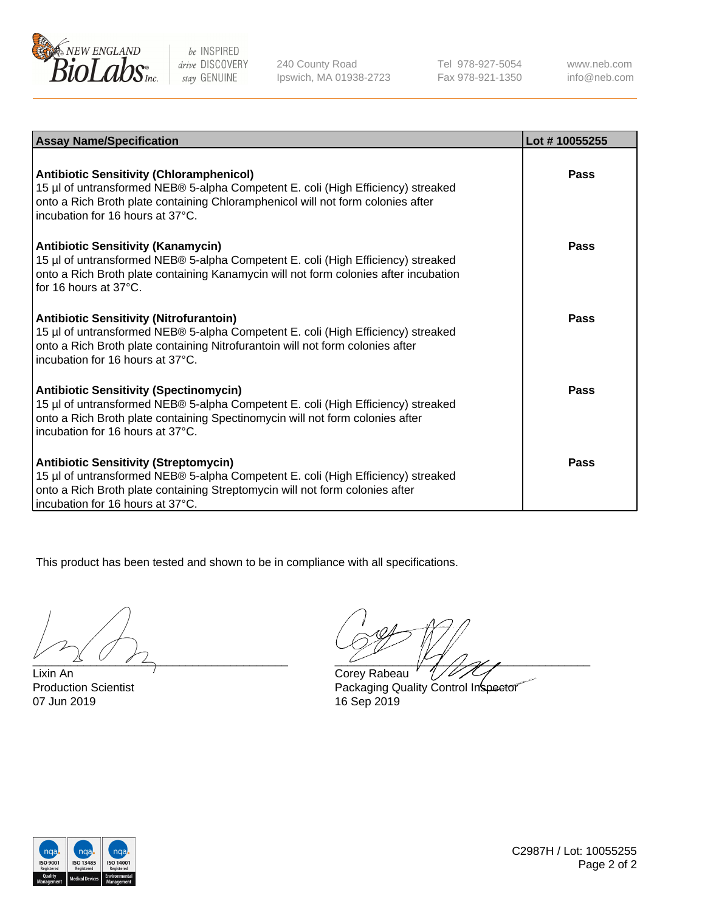| Assay Name/Specification | Lot # 10055255 |
|---|---|
| **Antibiotic Sensitivity (Chloramphenicol)**<br>15 µl of untransformed NEB® 5-alpha Competent E. coli (High Efficiency) streaked onto a Rich Broth plate containing Chloramphenicol will not form colonies after incubation for 16 hours at 37°C. | **Pass** |
| **Antibiotic Sensitivity (Kanamycin)**<br>15 µl of untransformed NEB® 5-alpha Competent E. coli (High Efficiency) streaked onto a Rich Broth plate containing Kanamycin will not form colonies after incubation for 16 hours at 37°C. | **Pass** |
| **Antibiotic Sensitivity (Nitrofurantoin)**<br>15 µl of untransformed NEB® 5-alpha Competent E. coli (High Efficiency) streaked onto a Rich Broth plate containing Nitrofurantoin will not form colonies after incubation for 16 hours at 37°C. | **Pass** |
| **Antibiotic Sensitivity (Spectinomycin)**<br>15 µl of untransformed NEB® 5-alpha Competent E. coli (High Efficiency) streaked onto a Rich Broth plate containing Spectinomycin will not form colonies after incubation for 16 hours at 37°C. | **Pass** |
| **Antibiotic Sensitivity (Streptomycin)**<br>15 µl of untransformed NEB® 5-alpha Competent E. coli (High Efficiency) streaked onto a Rich Broth plate containing Streptomycin will not form colonies after incubation for 16 hours at 37°C. | **Pass** |

This product has been tested and shown to be in compliance with all specifications.

Lixin An
Production Scientist
07 Jun 2019

Corey Rabeau
Packaging Quality Control Inspector
16 Sep 2019

C2987H / Lot: 10055255